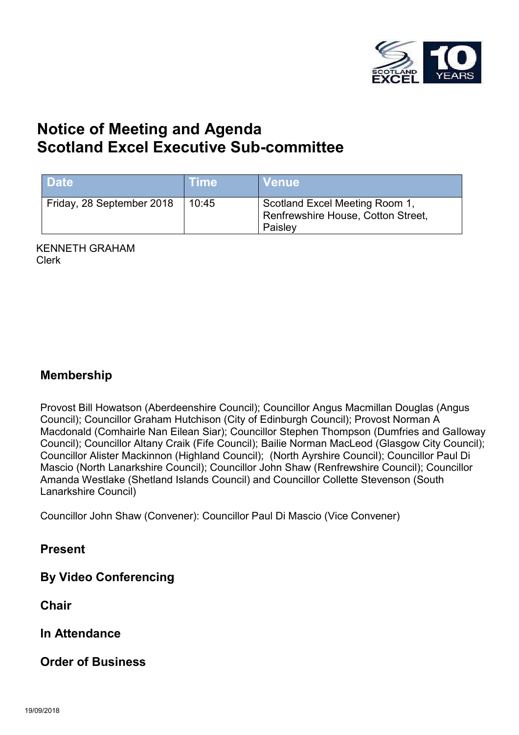# Notice of Meeting and Agenda
# Scotland Excel Executive Sub-committee

| Date | Time | Venue |
|---|---|---|
| Friday, 28 September 2018 | 10:45 | Scotland Excel Meeting Room 1, Renfrewshire House, Cotton Street, Paisley |

KENNETH GRAHAM
Clerk

## Membership

Provost Bill Howatson (Aberdeenshire Council); Councillor Angus Macmillan Douglas (Angus Council); Councillor Graham Hutchison (City of Edinburgh Council); Provost Norman A Macdonald (Comhairle Nan Eilean Siar); Councillor Stephen Thompson (Dumfries and Galloway Council); Councillor Altany Craik (Fife Council); Bailie Norman MacLeod (Glasgow City Council); Councillor Alister Mackinnon (Highland Council);  (North Ayrshire Council); Councillor Paul Di Mascio (North Lanarkshire Council); Councillor John Shaw (Renfrewshire Council); Councillor Amanda Westlake (Shetland Islands Council) and Councillor Collette Stevenson (South Lanarkshire Council)

Councillor John Shaw (Convener): Councillor Paul Di Mascio (Vice Convener)

## Present

## By Video Conferencing

## Chair

## In Attendance

## Order of Business

19/09/2018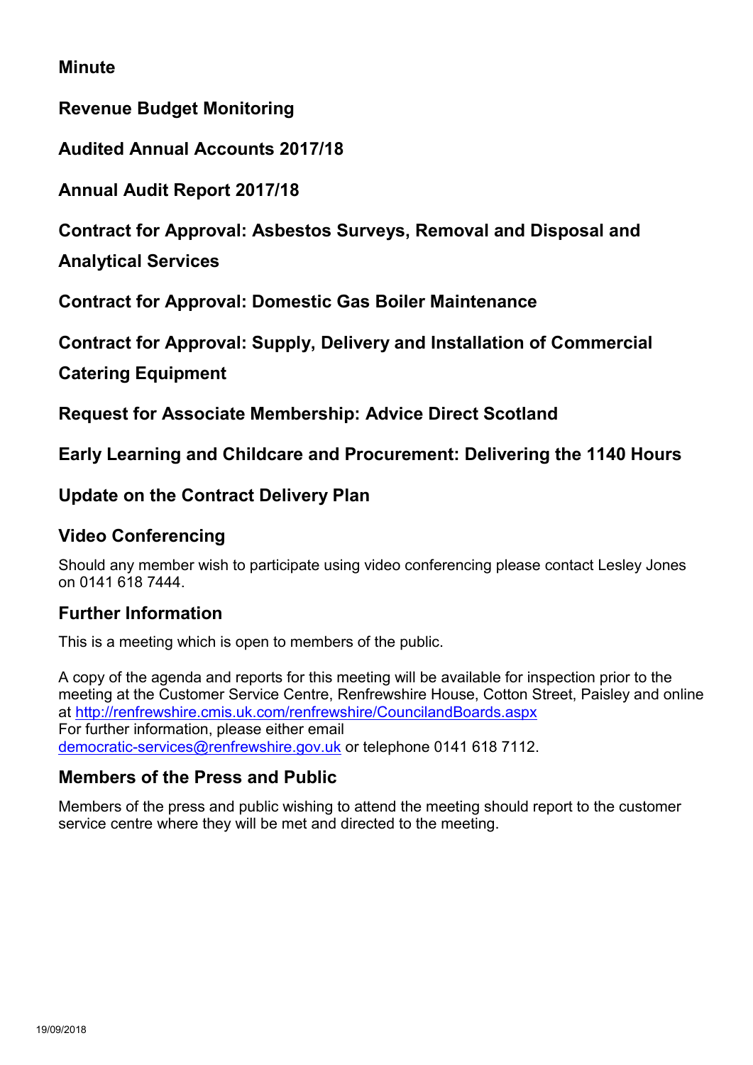**Minute**

**Revenue Budget Monitoring**

**Audited Annual Accounts 2017/18**

**Annual Audit Report 2017/18**

**Contract for Approval: Asbestos Surveys, Removal and Disposal and Analytical Services**

**Contract for Approval: Domestic Gas Boiler Maintenance**

**Contract for Approval: Supply, Delivery and Installation of Commercial Catering Equipment**

**Request for Associate Membership: Advice Direct Scotland**

**Early Learning and Childcare and Procurement: Delivering the 1140 Hours**

**Update on the Contract Delivery Plan**

## Video Conferencing

Should any member wish to participate using video conferencing please contact Lesley Jones on 0141 618 7444.

## Further Information

This is a meeting which is open to members of the public.

A copy of the agenda and reports for this meeting will be available for inspection prior to the meeting at the Customer Service Centre, Renfrewshire House, Cotton Street, Paisley and online at http://renfrewshire.cmis.uk.com/renfrewshire/CouncilandBoards.aspx
For further information, please either email democratic-services@renfrewshire.gov.uk or telephone 0141 618 7112.

## Members of the Press and Public

Members of the press and public wishing to attend the meeting should report to the customer service centre where they will be met and directed to the meeting.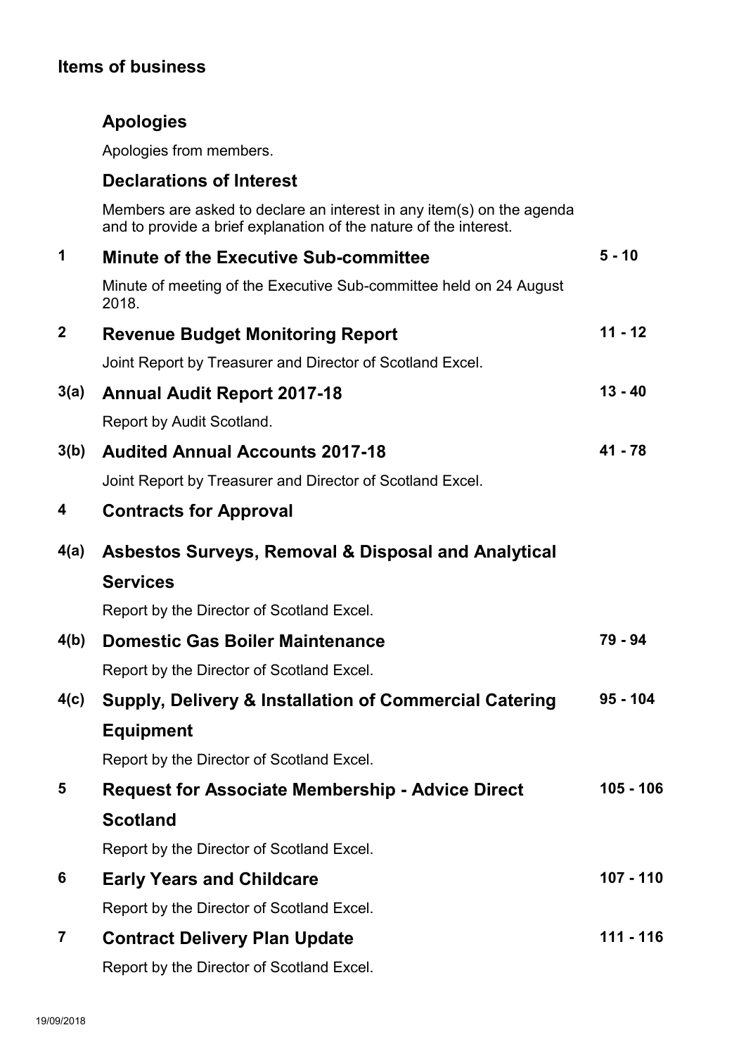## Items of business

### Apologies

Apologies from members.

### Declarations of Interest

Members are asked to declare an interest in any item(s) on the agenda and to provide a brief explanation of the nature of the interest.

| | | |
|---|---|---|
| **1** | **Minute of the Executive Sub-committee**<br>Minute of meeting of the Executive Sub-committee held on 24 August 2018. | **5 - 10** |
| **2** | **Revenue Budget Monitoring Report**<br>Joint Report by Treasurer and Director of Scotland Excel. | **11 - 12** |
| **3(a)** | **Annual Audit Report 2017-18**<br>Report by Audit Scotland. | **13 - 40** |
| **3(b)** | **Audited Annual Accounts 2017-18**<br>Joint Report by Treasurer and Director of Scotland Excel. | **41 - 78** |
| **4** | **Contracts for Approval** | |
| **4(a)** | **Asbestos Surveys, Removal & Disposal and Analytical Services**<br>Report by the Director of Scotland Excel. | |
| **4(b)** | **Domestic Gas Boiler Maintenance**<br>Report by the Director of Scotland Excel. | **79 - 94** |
| **4(c)** | **Supply, Delivery & Installation of Commercial Catering Equipment**<br>Report by the Director of Scotland Excel. | **95 - 104** |
| **5** | **Request for Associate Membership - Advice Direct Scotland**<br>Report by the Director of Scotland Excel. | **105 - 106** |
| **6** | **Early Years and Childcare**<br>Report by the Director of Scotland Excel. | **107 - 110** |
| **7** | **Contract Delivery Plan Update**<br>Report by the Director of Scotland Excel. | **111 - 116** |

19/09/2018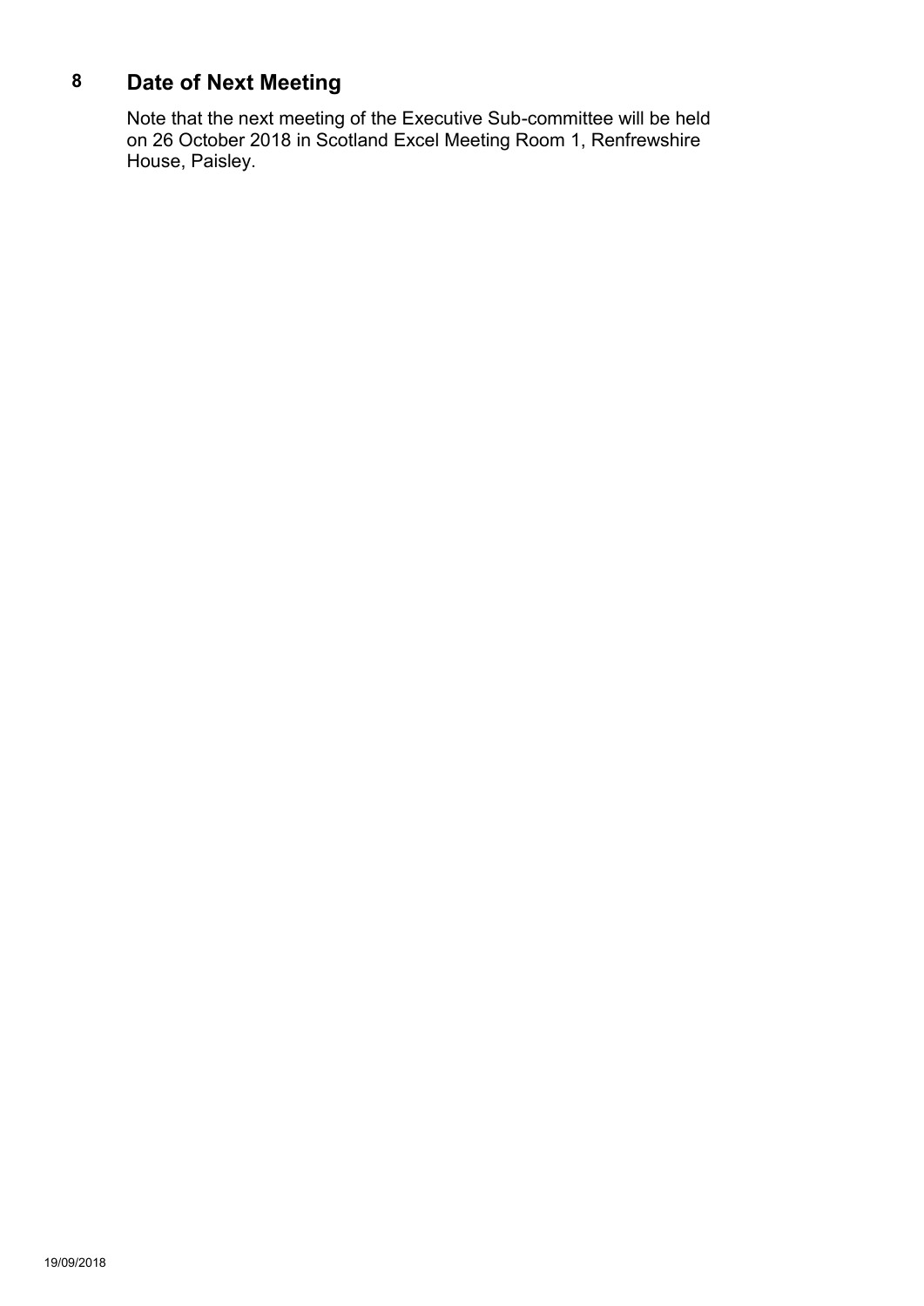## 8 Date of Next Meeting

Note that the next meeting of the Executive Sub-committee will be held on 26 October 2018 in Scotland Excel Meeting Room 1, Renfrewshire House, Paisley.